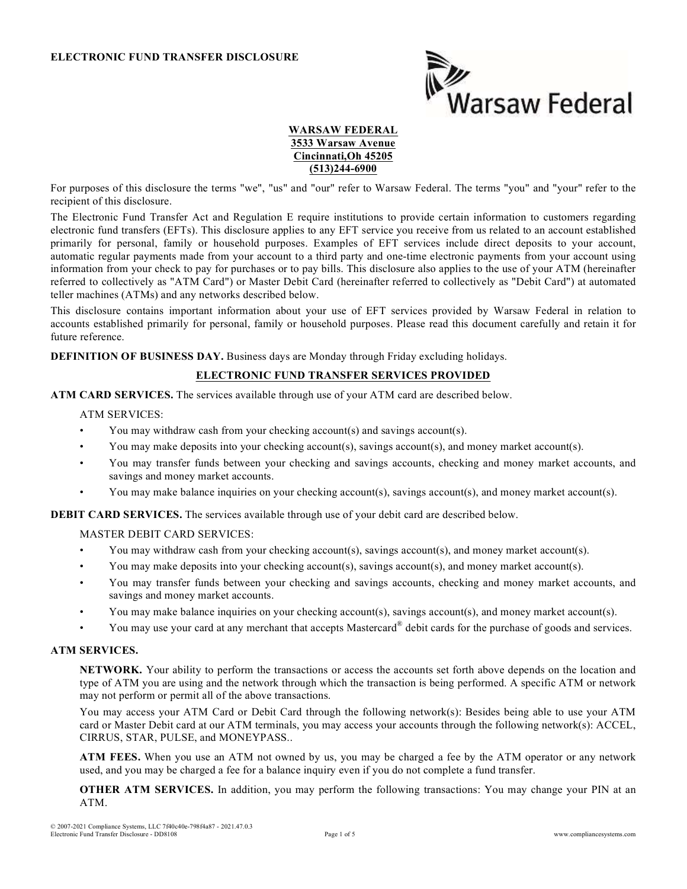**ELECTRONIC FUND TRANSFER DISCLOSURE**

**WARSAW FEDERAL**
**3533 Warsaw Avenue**
**Cincinnati,Oh 45205**
**(513)244-6900**

For purposes of this disclosure the terms "we", "us" and "our" refer to Warsaw Federal. The terms "you" and "your" refer to the recipient of this disclosure.

The Electronic Fund Transfer Act and Regulation E require institutions to provide certain information to customers regarding electronic fund transfers (EFTs). This disclosure applies to any EFT service you receive from us related to an account established primarily for personal, family or household purposes. Examples of EFT services include direct deposits to your account, automatic regular payments made from your account to a third party and one-time electronic payments from your account using information from your check to pay for purchases or to pay bills. This disclosure also applies to the use of your ATM (hereinafter referred to collectively as "ATM Card") or Master Debit Card (hereinafter referred to collectively as "Debit Card") at automated teller machines (ATMs) and any networks described below.

This disclosure contains important information about your use of EFT services provided by Warsaw Federal in relation to accounts established primarily for personal, family or household purposes. Please read this document carefully and retain it for future reference.

**DEFINITION OF BUSINESS DAY.** Business days are Monday through Friday excluding holidays.

## ELECTRONIC FUND TRANSFER SERVICES PROVIDED

**ATM CARD SERVICES.** The services available through use of your ATM card are described below.

ATM SERVICES:

- You may withdraw cash from your checking account(s) and savings account(s).
- You may make deposits into your checking account(s), savings account(s), and money market account(s).
- You may transfer funds between your checking and savings accounts, checking and money market accounts, and savings and money market accounts.
- You may make balance inquiries on your checking account(s), savings account(s), and money market account(s).

**DEBIT CARD SERVICES.** The services available through use of your debit card are described below.

MASTER DEBIT CARD SERVICES:

- You may withdraw cash from your checking account(s), savings account(s), and money market account(s).
- You may make deposits into your checking account(s), savings account(s), and money market account(s).
- You may transfer funds between your checking and savings accounts, checking and money market accounts, and savings and money market accounts.
- You may make balance inquiries on your checking account(s), savings account(s), and money market account(s).
- You may use your card at any merchant that accepts Mastercard® debit cards for the purchase of goods and services.

**ATM SERVICES.**

**NETWORK.** Your ability to perform the transactions or access the accounts set forth above depends on the location and type of ATM you are using and the network through which the transaction is being performed. A specific ATM or network may not perform or permit all of the above transactions.

You may access your ATM Card or Debit Card through the following network(s): Besides being able to use your ATM card or Master Debit card at our ATM terminals, you may access your accounts through the following network(s): ACCEL, CIRRUS, STAR, PULSE, and MONEYPASS..

**ATM FEES.** When you use an ATM not owned by us, you may be charged a fee by the ATM operator or any network used, and you may be charged a fee for a balance inquiry even if you do not complete a fund transfer.

**OTHER ATM SERVICES.** In addition, you may perform the following transactions: You may change your PIN at an ATM.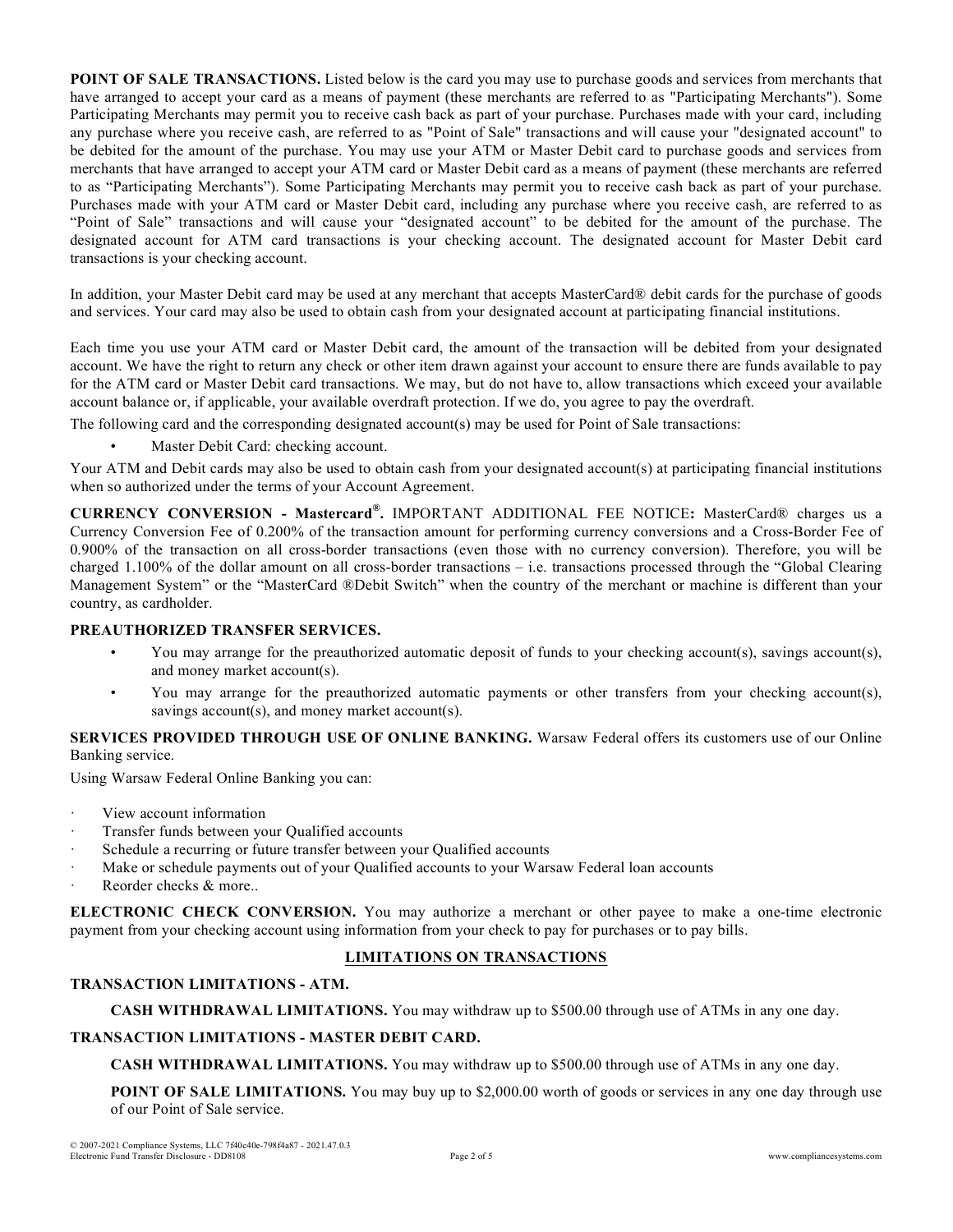**POINT OF SALE TRANSACTIONS.** Listed below is the card you may use to purchase goods and services from merchants that have arranged to accept your card as a means of payment (these merchants are referred to as "Participating Merchants"). Some Participating Merchants may permit you to receive cash back as part of your purchase. Purchases made with your card, including any purchase where you receive cash, are referred to as "Point of Sale" transactions and will cause your "designated account" to be debited for the amount of the purchase. You may use your ATM or Master Debit card to purchase goods and services from merchants that have arranged to accept your ATM card or Master Debit card as a means of payment (these merchants are referred to as "Participating Merchants"). Some Participating Merchants may permit you to receive cash back as part of your purchase. Purchases made with your ATM card or Master Debit card, including any purchase where you receive cash, are referred to as "Point of Sale" transactions and will cause your "designated account" to be debited for the amount of the purchase. The designated account for ATM card transactions is your checking account. The designated account for Master Debit card transactions is your checking account.

In addition, your Master Debit card may be used at any merchant that accepts MasterCard® debit cards for the purchase of goods and services. Your card may also be used to obtain cash from your designated account at participating financial institutions.

Each time you use your ATM card or Master Debit card, the amount of the transaction will be debited from your designated account. We have the right to return any check or other item drawn against your account to ensure there are funds available to pay for the ATM card or Master Debit card transactions. We may, but do not have to, allow transactions which exceed your available account balance or, if applicable, your available overdraft protection. If we do, you agree to pay the overdraft.

The following card and the corresponding designated account(s) may be used for Point of Sale transactions:

- Master Debit Card: checking account.

Your ATM and Debit cards may also be used to obtain cash from your designated account(s) at participating financial institutions when so authorized under the terms of your Account Agreement.

**CURRENCY CONVERSION - Mastercard®.** IMPORTANT ADDITIONAL FEE NOTICE**:** MasterCard® charges us a Currency Conversion Fee of 0.200% of the transaction amount for performing currency conversions and a Cross-Border Fee of 0.900% of the transaction on all cross-border transactions (even those with no currency conversion). Therefore, you will be charged 1.100% of the dollar amount on all cross-border transactions – i.e. transactions processed through the "Global Clearing Management System" or the "MasterCard ®Debit Switch" when the country of the merchant or machine is different than your country, as cardholder.

**PREAUTHORIZED TRANSFER SERVICES.**

- You may arrange for the preauthorized automatic deposit of funds to your checking account(s), savings account(s), and money market account(s).
- You may arrange for the preauthorized automatic payments or other transfers from your checking account(s), savings account(s), and money market account(s).

**SERVICES PROVIDED THROUGH USE OF ONLINE BANKING.** Warsaw Federal offers its customers use of our Online Banking service.

Using Warsaw Federal Online Banking you can:

- View account information
- Transfer funds between your Qualified accounts
- Schedule a recurring or future transfer between your Qualified accounts
- Make or schedule payments out of your Qualified accounts to your Warsaw Federal loan accounts
- Reorder checks & more..

**ELECTRONIC CHECK CONVERSION.** You may authorize a merchant or other payee to make a one-time electronic payment from your checking account using information from your check to pay for purchases or to pay bills.

## LIMITATIONS ON TRANSACTIONS

**TRANSACTION LIMITATIONS - ATM.**

**CASH WITHDRAWAL LIMITATIONS.** You may withdraw up to $500.00 through use of ATMs in any one day.

**TRANSACTION LIMITATIONS - MASTER DEBIT CARD.**

**CASH WITHDRAWAL LIMITATIONS.** You may withdraw up to $500.00 through use of ATMs in any one day.

**POINT OF SALE LIMITATIONS.** You may buy up to $2,000.00 worth of goods or services in any one day through use of our Point of Sale service.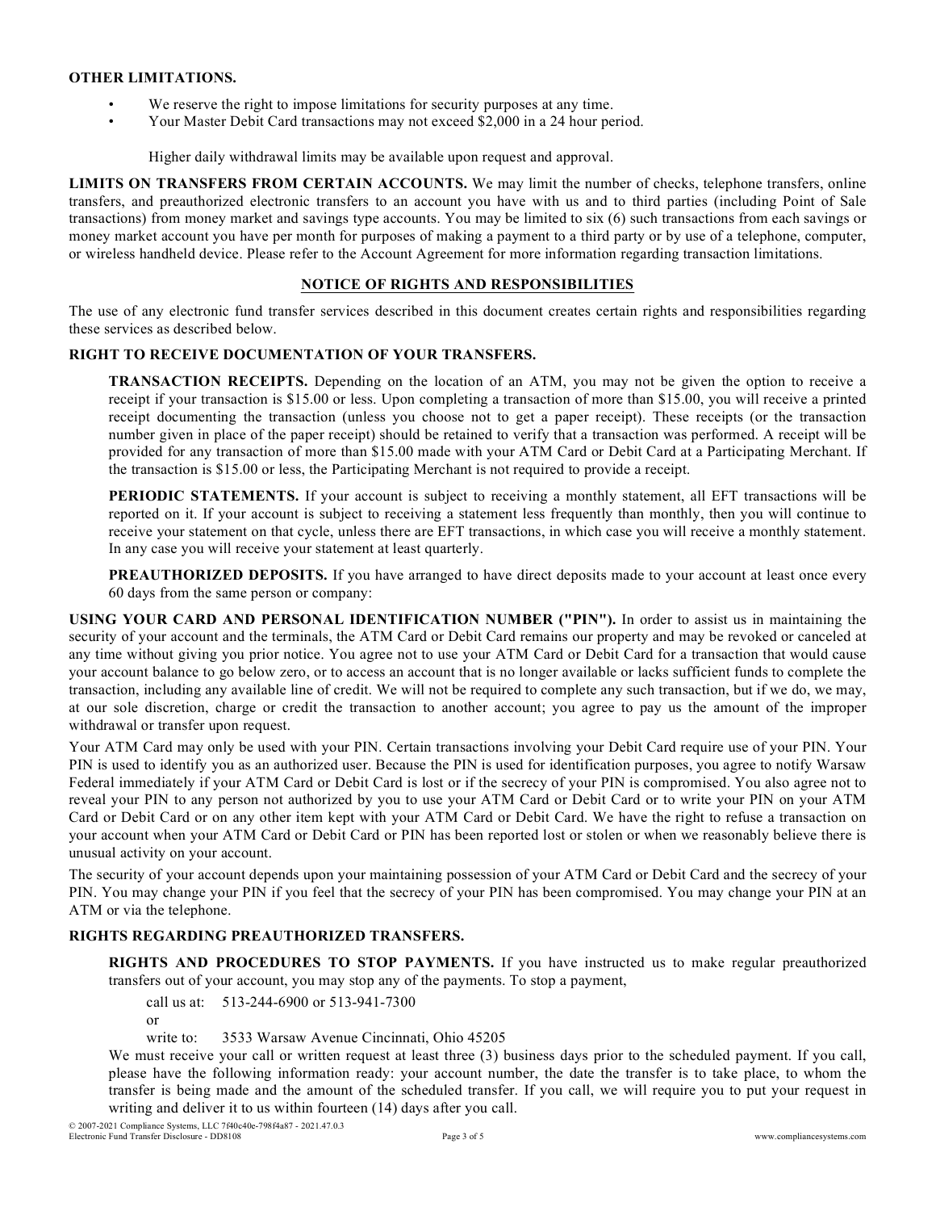**OTHER LIMITATIONS.**

- We reserve the right to impose limitations for security purposes at any time.
- Your Master Debit Card transactions may not exceed $2,000 in a 24 hour period.

  Higher daily withdrawal limits may be available upon request and approval.

**LIMITS ON TRANSFERS FROM CERTAIN ACCOUNTS.** We may limit the number of checks, telephone transfers, online transfers, and preauthorized electronic transfers to an account you have with us and to third parties (including Point of Sale transactions) from money market and savings type accounts. You may be limited to six (6) such transactions from each savings or money market account you have per month for purposes of making a payment to a third party or by use of a telephone, computer, or wireless handheld device. Please refer to the Account Agreement for more information regarding transaction limitations.

## NOTICE OF RIGHTS AND RESPONSIBILITIES

The use of any electronic fund transfer services described in this document creates certain rights and responsibilities regarding these services as described below.

**RIGHT TO RECEIVE DOCUMENTATION OF YOUR TRANSFERS.**

**TRANSACTION RECEIPTS.** Depending on the location of an ATM, you may not be given the option to receive a receipt if your transaction is $15.00 or less. Upon completing a transaction of more than $15.00, you will receive a printed receipt documenting the transaction (unless you choose not to get a paper receipt). These receipts (or the transaction number given in place of the paper receipt) should be retained to verify that a transaction was performed. A receipt will be provided for any transaction of more than $15.00 made with your ATM Card or Debit Card at a Participating Merchant. If the transaction is $15.00 or less, the Participating Merchant is not required to provide a receipt.

**PERIODIC STATEMENTS.** If your account is subject to receiving a monthly statement, all EFT transactions will be reported on it. If your account is subject to receiving a statement less frequently than monthly, then you will continue to receive your statement on that cycle, unless there are EFT transactions, in which case you will receive a monthly statement. In any case you will receive your statement at least quarterly.

**PREAUTHORIZED DEPOSITS.** If you have arranged to have direct deposits made to your account at least once every 60 days from the same person or company:

**USING YOUR CARD AND PERSONAL IDENTIFICATION NUMBER ("PIN").** In order to assist us in maintaining the security of your account and the terminals, the ATM Card or Debit Card remains our property and may be revoked or canceled at any time without giving you prior notice. You agree not to use your ATM Card or Debit Card for a transaction that would cause your account balance to go below zero, or to access an account that is no longer available or lacks sufficient funds to complete the transaction, including any available line of credit. We will not be required to complete any such transaction, but if we do, we may, at our sole discretion, charge or credit the transaction to another account; you agree to pay us the amount of the improper withdrawal or transfer upon request.

Your ATM Card may only be used with your PIN. Certain transactions involving your Debit Card require use of your PIN. Your PIN is used to identify you as an authorized user. Because the PIN is used for identification purposes, you agree to notify Warsaw Federal immediately if your ATM Card or Debit Card is lost or if the secrecy of your PIN is compromised. You also agree not to reveal your PIN to any person not authorized by you to use your ATM Card or Debit Card or to write your PIN on your ATM Card or Debit Card or on any other item kept with your ATM Card or Debit Card. We have the right to refuse a transaction on your account when your ATM Card or Debit Card or PIN has been reported lost or stolen or when we reasonably believe there is unusual activity on your account.

The security of your account depends upon your maintaining possession of your ATM Card or Debit Card and the secrecy of your PIN. You may change your PIN if you feel that the secrecy of your PIN has been compromised. You may change your PIN at an ATM or via the telephone.

**RIGHTS REGARDING PREAUTHORIZED TRANSFERS.**

**RIGHTS AND PROCEDURES TO STOP PAYMENTS.** If you have instructed us to make regular preauthorized transfers out of your account, you may stop any of the payments. To stop a payment,

call us at: 513-244-6900 or 513-941-7300

or

write to: 3533 Warsaw Avenue Cincinnati, Ohio 45205

We must receive your call or written request at least three (3) business days prior to the scheduled payment. If you call, please have the following information ready: your account number, the date the transfer is to take place, to whom the transfer is being made and the amount of the scheduled transfer. If you call, we will require you to put your request in writing and deliver it to us within fourteen (14) days after you call.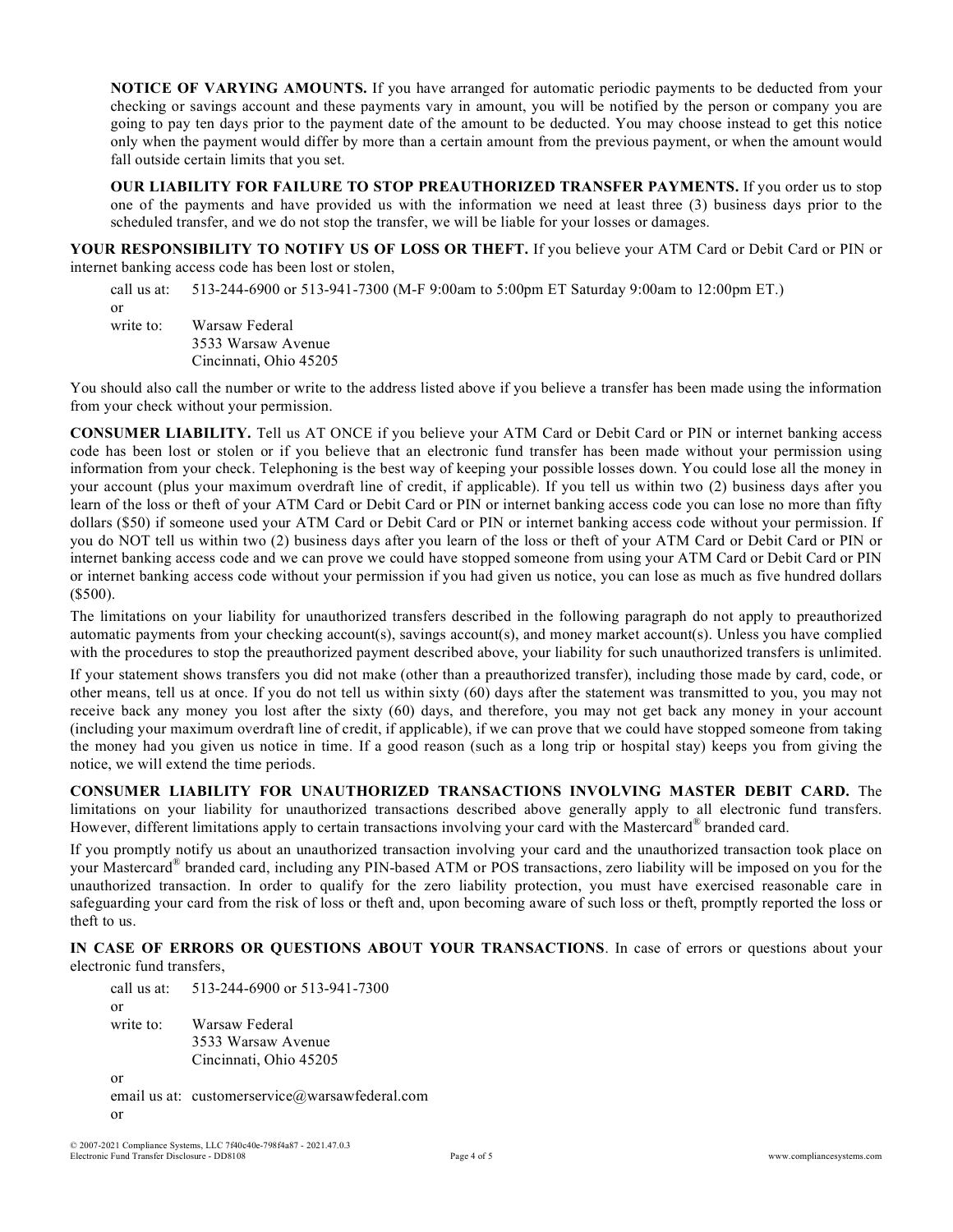**NOTICE OF VARYING AMOUNTS.** If you have arranged for automatic periodic payments to be deducted from your checking or savings account and these payments vary in amount, you will be notified by the person or company you are going to pay ten days prior to the payment date of the amount to be deducted. You may choose instead to get this notice only when the payment would differ by more than a certain amount from the previous payment, or when the amount would fall outside certain limits that you set.

**OUR LIABILITY FOR FAILURE TO STOP PREAUTHORIZED TRANSFER PAYMENTS.** If you order us to stop one of the payments and have provided us with the information we need at least three (3) business days prior to the scheduled transfer, and we do not stop the transfer, we will be liable for your losses or damages.

**YOUR RESPONSIBILITY TO NOTIFY US OF LOSS OR THEFT.** If you believe your ATM Card or Debit Card or PIN or internet banking access code has been lost or stolen,

call us at: 513-244-6900 or 513-941-7300 (M-F 9:00am to 5:00pm ET Saturday 9:00am to 12:00pm ET.)

or

write to: Warsaw Federal
3533 Warsaw Avenue
Cincinnati, Ohio 45205

You should also call the number or write to the address listed above if you believe a transfer has been made using the information from your check without your permission.

**CONSUMER LIABILITY.** Tell us AT ONCE if you believe your ATM Card or Debit Card or PIN or internet banking access code has been lost or stolen or if you believe that an electronic fund transfer has been made without your permission using information from your check. Telephoning is the best way of keeping your possible losses down. You could lose all the money in your account (plus your maximum overdraft line of credit, if applicable). If you tell us within two (2) business days after you learn of the loss or theft of your ATM Card or Debit Card or PIN or internet banking access code you can lose no more than fifty dollars ($50) if someone used your ATM Card or Debit Card or PIN or internet banking access code without your permission. If you do NOT tell us within two (2) business days after you learn of the loss or theft of your ATM Card or Debit Card or PIN or internet banking access code and we can prove we could have stopped someone from using your ATM Card or Debit Card or PIN or internet banking access code without your permission if you had given us notice, you can lose as much as five hundred dollars ($500).

The limitations on your liability for unauthorized transfers described in the following paragraph do not apply to preauthorized automatic payments from your checking account(s), savings account(s), and money market account(s). Unless you have complied with the procedures to stop the preauthorized payment described above, your liability for such unauthorized transfers is unlimited.

If your statement shows transfers you did not make (other than a preauthorized transfer), including those made by card, code, or other means, tell us at once. If you do not tell us within sixty (60) days after the statement was transmitted to you, you may not receive back any money you lost after the sixty (60) days, and therefore, you may not get back any money in your account (including your maximum overdraft line of credit, if applicable), if we can prove that we could have stopped someone from taking the money had you given us notice in time. If a good reason (such as a long trip or hospital stay) keeps you from giving the notice, we will extend the time periods.

**CONSUMER LIABILITY FOR UNAUTHORIZED TRANSACTIONS INVOLVING MASTER DEBIT CARD.** The limitations on your liability for unauthorized transactions described above generally apply to all electronic fund transfers. However, different limitations apply to certain transactions involving your card with the Mastercard® branded card.

If you promptly notify us about an unauthorized transaction involving your card and the unauthorized transaction took place on your Mastercard® branded card, including any PIN-based ATM or POS transactions, zero liability will be imposed on you for the unauthorized transaction. In order to qualify for the zero liability protection, you must have exercised reasonable care in safeguarding your card from the risk of loss or theft and, upon becoming aware of such loss or theft, promptly reported the loss or theft to us.

**IN CASE OF ERRORS OR QUESTIONS ABOUT YOUR TRANSACTIONS**. In case of errors or questions about your electronic fund transfers,

call us at: 513-244-6900 or 513-941-7300

or

write to: Warsaw Federal
3533 Warsaw Avenue
Cincinnati, Ohio 45205

or

email us at: customerservice@warsawfederal.com

or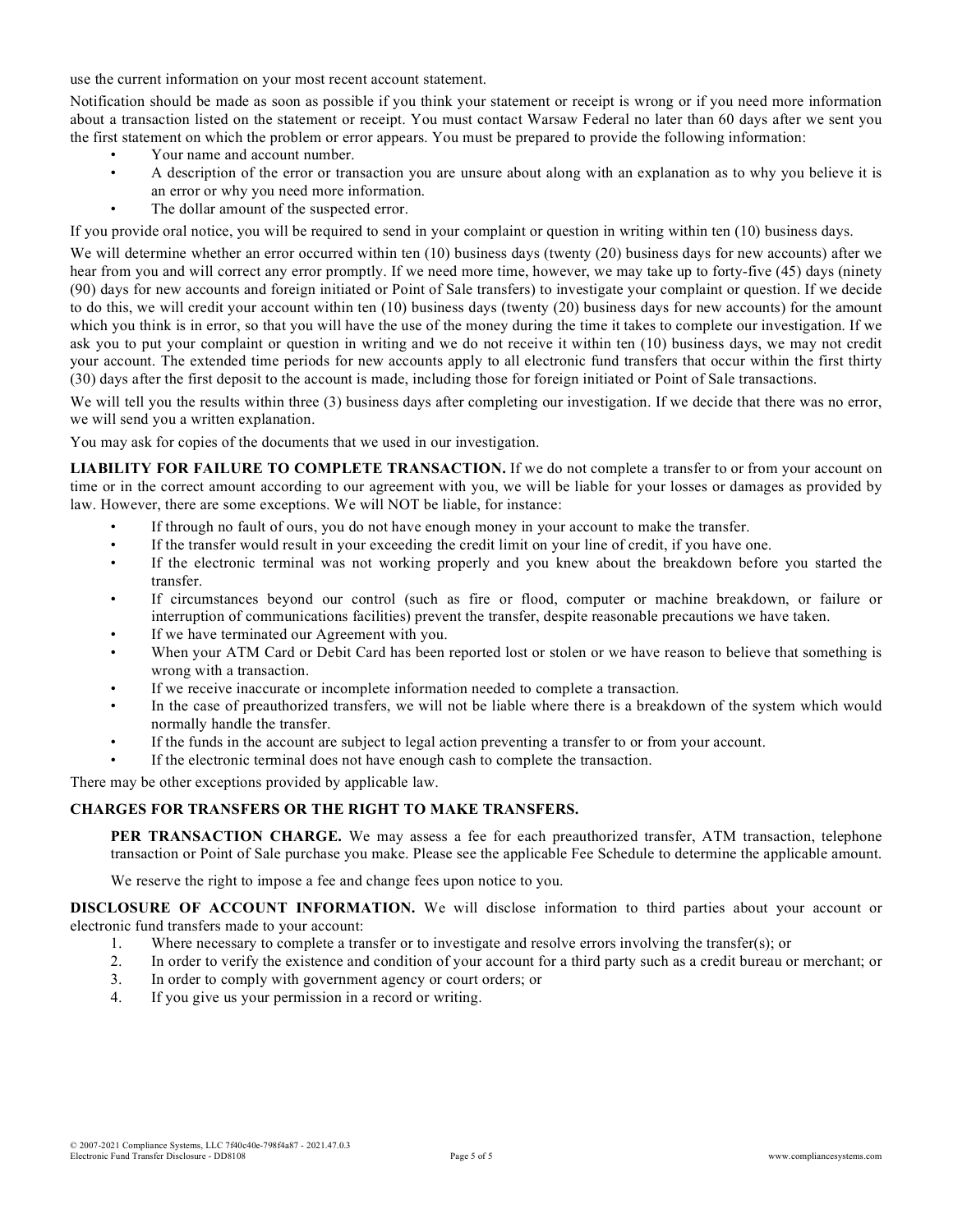use the current information on your most recent account statement.

Notification should be made as soon as possible if you think your statement or receipt is wrong or if you need more information about a transaction listed on the statement or receipt. You must contact Warsaw Federal no later than 60 days after we sent you the first statement on which the problem or error appears. You must be prepared to provide the following information:

- Your name and account number.
- A description of the error or transaction you are unsure about along with an explanation as to why you believe it is an error or why you need more information.
- The dollar amount of the suspected error.

If you provide oral notice, you will be required to send in your complaint or question in writing within ten (10) business days.

We will determine whether an error occurred within ten (10) business days (twenty (20) business days for new accounts) after we hear from you and will correct any error promptly. If we need more time, however, we may take up to forty-five (45) days (ninety (90) days for new accounts and foreign initiated or Point of Sale transfers) to investigate your complaint or question. If we decide to do this, we will credit your account within ten (10) business days (twenty (20) business days for new accounts) for the amount which you think is in error, so that you will have the use of the money during the time it takes to complete our investigation. If we ask you to put your complaint or question in writing and we do not receive it within ten (10) business days, we may not credit your account. The extended time periods for new accounts apply to all electronic fund transfers that occur within the first thirty (30) days after the first deposit to the account is made, including those for foreign initiated or Point of Sale transactions.

We will tell you the results within three (3) business days after completing our investigation. If we decide that there was no error, we will send you a written explanation.

You may ask for copies of the documents that we used in our investigation.

**LIABILITY FOR FAILURE TO COMPLETE TRANSACTION.** If we do not complete a transfer to or from your account on time or in the correct amount according to our agreement with you, we will be liable for your losses or damages as provided by law. However, there are some exceptions. We will NOT be liable, for instance:

- If through no fault of ours, you do not have enough money in your account to make the transfer.
- If the transfer would result in your exceeding the credit limit on your line of credit, if you have one.
- If the electronic terminal was not working properly and you knew about the breakdown before you started the transfer.
- If circumstances beyond our control (such as fire or flood, computer or machine breakdown, or failure or interruption of communications facilities) prevent the transfer, despite reasonable precautions we have taken.
- If we have terminated our Agreement with you.
- When your ATM Card or Debit Card has been reported lost or stolen or we have reason to believe that something is wrong with a transaction.
- If we receive inaccurate or incomplete information needed to complete a transaction.
- In the case of preauthorized transfers, we will not be liable where there is a breakdown of the system which would normally handle the transfer.
- If the funds in the account are subject to legal action preventing a transfer to or from your account.
- If the electronic terminal does not have enough cash to complete the transaction.

There may be other exceptions provided by applicable law.

**CHARGES FOR TRANSFERS OR THE RIGHT TO MAKE TRANSFERS.**

**PER TRANSACTION CHARGE.** We may assess a fee for each preauthorized transfer, ATM transaction, telephone transaction or Point of Sale purchase you make. Please see the applicable Fee Schedule to determine the applicable amount.

We reserve the right to impose a fee and change fees upon notice to you.

**DISCLOSURE OF ACCOUNT INFORMATION.** We will disclose information to third parties about your account or electronic fund transfers made to your account:

1. Where necessary to complete a transfer or to investigate and resolve errors involving the transfer(s); or
2. In order to verify the existence and condition of your account for a third party such as a credit bureau or merchant; or
3. In order to comply with government agency or court orders; or
4. If you give us your permission in a record or writing.